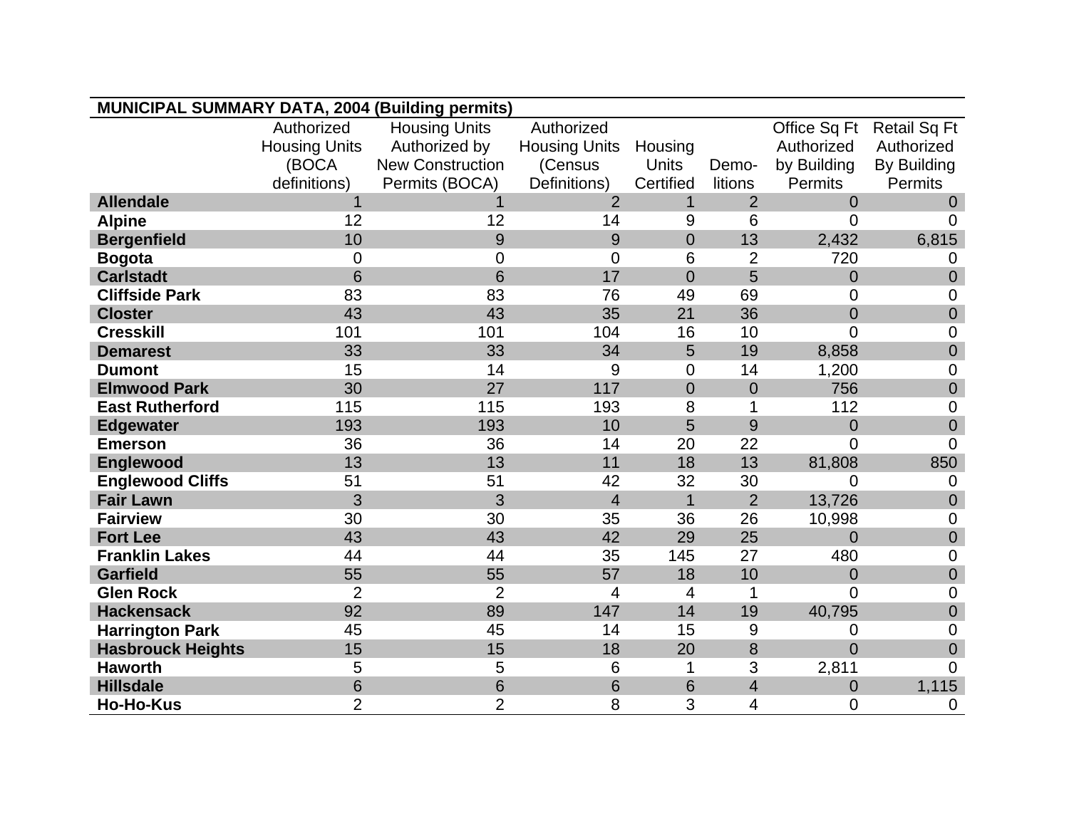**MUNICIPAL SUMMARY DATA, 2004 (Building permits)**

| | Authorized Housing Units (BOCA definitions) | Housing Units Authorized by New Construction Permits (BOCA) | Authorized Housing Units (Census Definitions) | Housing Units Certified | Demo-litions | Office Sq Ft Authorized by Building Permits | Retail Sq Ft Authorized By Building Permits |
|---|---|---|---|---|---|---|---|
| **Allendale** | 1 | 1 | 2 | 1 | 2 | 0 | 0 |
| **Alpine** | 12 | 12 | 14 | 9 | 6 | 0 | 0 |
| **Bergenfield** | 10 | 9 | 9 | 0 | 13 | 2,432 | 6,815 |
| **Bogota** | 0 | 0 | 0 | 6 | 2 | 720 | 0 |
| **Carlstadt** | 6 | 6 | 17 | 0 | 5 | 0 | 0 |
| **Cliffside Park** | 83 | 83 | 76 | 49 | 69 | 0 | 0 |
| **Closter** | 43 | 43 | 35 | 21 | 36 | 0 | 0 |
| **Cresskill** | 101 | 101 | 104 | 16 | 10 | 0 | 0 |
| **Demarest** | 33 | 33 | 34 | 5 | 19 | 8,858 | 0 |
| **Dumont** | 15 | 14 | 9 | 0 | 14 | 1,200 | 0 |
| **Elmwood Park** | 30 | 27 | 117 | 0 | 0 | 756 | 0 |
| **East Rutherford** | 115 | 115 | 193 | 8 | 1 | 112 | 0 |
| **Edgewater** | 193 | 193 | 10 | 5 | 9 | 0 | 0 |
| **Emerson** | 36 | 36 | 14 | 20 | 22 | 0 | 0 |
| **Englewood** | 13 | 13 | 11 | 18 | 13 | 81,808 | 850 |
| **Englewood Cliffs** | 51 | 51 | 42 | 32 | 30 | 0 | 0 |
| **Fair Lawn** | 3 | 3 | 4 | 1 | 2 | 13,726 | 0 |
| **Fairview** | 30 | 30 | 35 | 36 | 26 | 10,998 | 0 |
| **Fort Lee** | 43 | 43 | 42 | 29 | 25 | 0 | 0 |
| **Franklin Lakes** | 44 | 44 | 35 | 145 | 27 | 480 | 0 |
| **Garfield** | 55 | 55 | 57 | 18 | 10 | 0 | 0 |
| **Glen Rock** | 2 | 2 | 4 | 4 | 1 | 0 | 0 |
| **Hackensack** | 92 | 89 | 147 | 14 | 19 | 40,795 | 0 |
| **Harrington Park** | 45 | 45 | 14 | 15 | 9 | 0 | 0 |
| **Hasbrouck Heights** | 15 | 15 | 18 | 20 | 8 | 0 | 0 |
| **Haworth** | 5 | 5 | 6 | 1 | 3 | 2,811 | 0 |
| **Hillsdale** | 6 | 6 | 6 | 6 | 4 | 0 | 1,115 |
| **Ho-Ho-Kus** | 2 | 2 | 8 | 3 | 4 | 0 | 0 |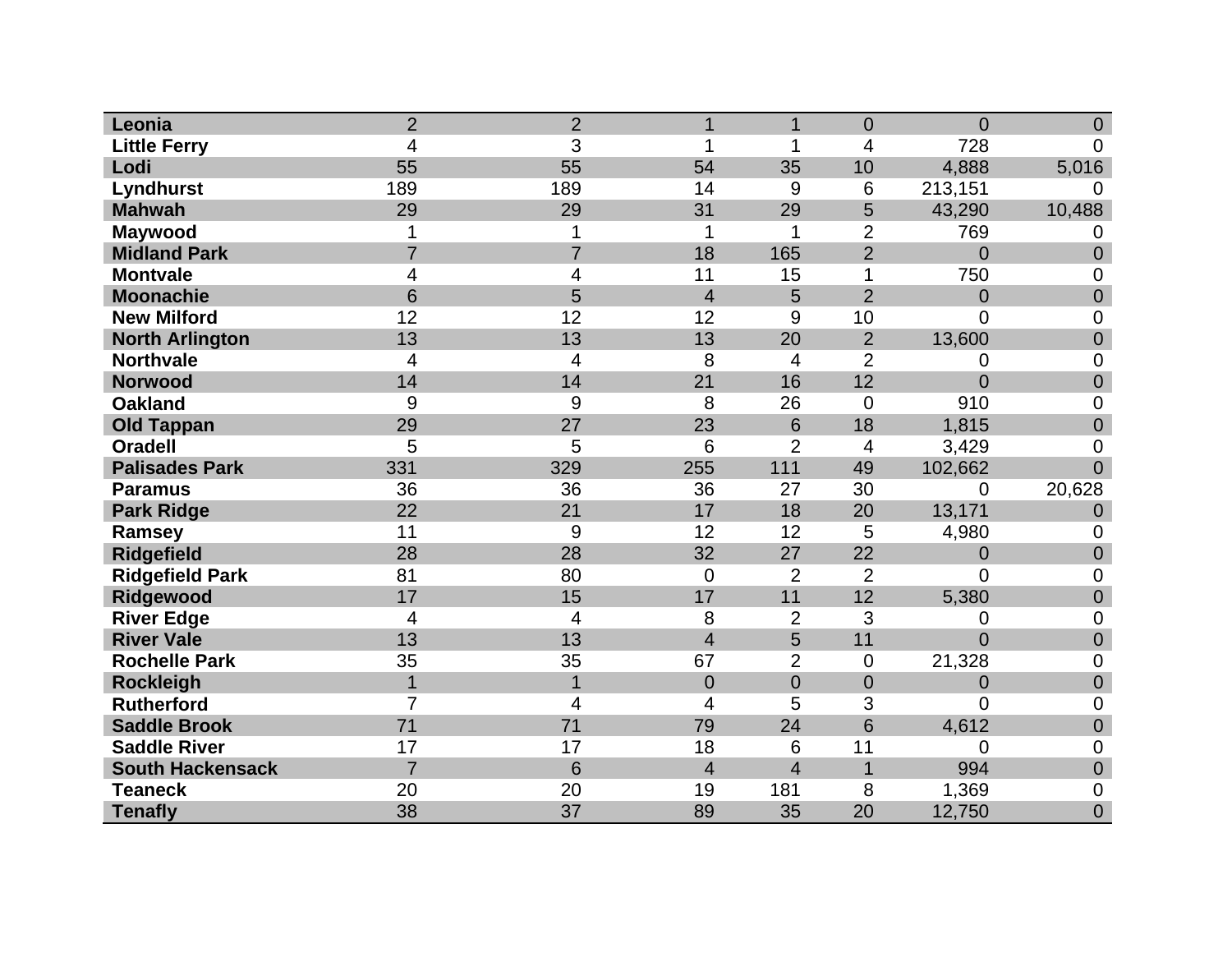| | | | | | | | |
|---|---|---|---|---|---|---|---|
| **Leonia** | 2 | 2 | 1 | 1 | 0 | 0 | 0 |
| **Little Ferry** | 4 | 3 | 1 | 1 | 4 | 728 | 0 |
| **Lodi** | 55 | 55 | 54 | 35 | 10 | 4,888 | 5,016 |
| **Lyndhurst** | 189 | 189 | 14 | 9 | 6 | 213,151 | 0 |
| **Mahwah** | 29 | 29 | 31 | 29 | 5 | 43,290 | 10,488 |
| **Maywood** | 1 | 1 | 1 | 1 | 2 | 769 | 0 |
| **Midland Park** | 7 | 7 | 18 | 165 | 2 | 0 | 0 |
| **Montvale** | 4 | 4 | 11 | 15 | 1 | 750 | 0 |
| **Moonachie** | 6 | 5 | 4 | 5 | 2 | 0 | 0 |
| **New Milford** | 12 | 12 | 12 | 9 | 10 | 0 | 0 |
| **North Arlington** | 13 | 13 | 13 | 20 | 2 | 13,600 | 0 |
| **Northvale** | 4 | 4 | 8 | 4 | 2 | 0 | 0 |
| **Norwood** | 14 | 14 | 21 | 16 | 12 | 0 | 0 |
| **Oakland** | 9 | 9 | 8 | 26 | 0 | 910 | 0 |
| **Old Tappan** | 29 | 27 | 23 | 6 | 18 | 1,815 | 0 |
| **Oradell** | 5 | 5 | 6 | 2 | 4 | 3,429 | 0 |
| **Palisades Park** | 331 | 329 | 255 | 111 | 49 | 102,662 | 0 |
| **Paramus** | 36 | 36 | 36 | 27 | 30 | 0 | 20,628 |
| **Park Ridge** | 22 | 21 | 17 | 18 | 20 | 13,171 | 0 |
| **Ramsey** | 11 | 9 | 12 | 12 | 5 | 4,980 | 0 |
| **Ridgefield** | 28 | 28 | 32 | 27 | 22 | 0 | 0 |
| **Ridgefield Park** | 81 | 80 | 0 | 2 | 2 | 0 | 0 |
| **Ridgewood** | 17 | 15 | 17 | 11 | 12 | 5,380 | 0 |
| **River Edge** | 4 | 4 | 8 | 2 | 3 | 0 | 0 |
| **River Vale** | 13 | 13 | 4 | 5 | 11 | 0 | 0 |
| **Rochelle Park** | 35 | 35 | 67 | 2 | 0 | 21,328 | 0 |
| **Rockleigh** | 1 | 1 | 0 | 0 | 0 | 0 | 0 |
| **Rutherford** | 7 | 4 | 4 | 5 | 3 | 0 | 0 |
| **Saddle Brook** | 71 | 71 | 79 | 24 | 6 | 4,612 | 0 |
| **Saddle River** | 17 | 17 | 18 | 6 | 11 | 0 | 0 |
| **South Hackensack** | 7 | 6 | 4 | 4 | 1 | 994 | 0 |
| **Teaneck** | 20 | 20 | 19 | 181 | 8 | 1,369 | 0 |
| **Tenafly** | 38 | 37 | 89 | 35 | 20 | 12,750 | 0 |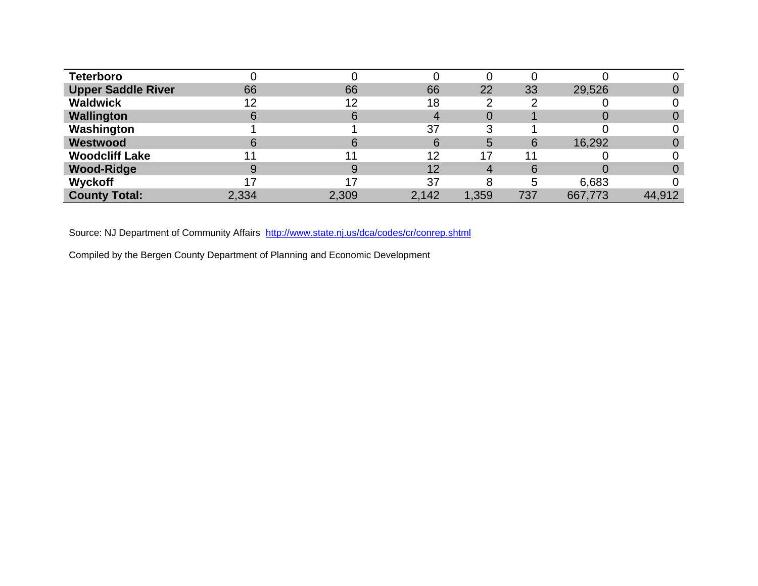| | | | | | | | |
|---|---|---|---|---|---|---|---|
| **Teterboro** | 0 | 0 | 0 | 0 | 0 | 0 | 0 |
| **Upper Saddle River** | 66 | 66 | 66 | 22 | 33 | 29,526 | 0 |
| **Waldwick** | 12 | 12 | 18 | 2 | 2 | 0 | 0 |
| **Wallington** | 6 | 6 | 4 | 0 | 1 | 0 | 0 |
| **Washington** | 1 | 1 | 37 | 3 | 1 | 0 | 0 |
| **Westwood** | 6 | 6 | 6 | 5 | 6 | 16,292 | 0 |
| **Woodcliff Lake** | 11 | 11 | 12 | 17 | 11 | 0 | 0 |
| **Wood-Ridge** | 9 | 9 | 12 | 4 | 6 | 0 | 0 |
| **Wyckoff** | 17 | 17 | 37 | 8 | 5 | 6,683 | 0 |
| **County Total:** | 2,334 | 2,309 | 2,142 | 1,359 | 737 | 667,773 | 44,912 |

Source: NJ Department of Community Affairs http://www.state.nj.us/dca/codes/cr/conrep.shtml

Compiled by the Bergen County Department of Planning and Economic Development